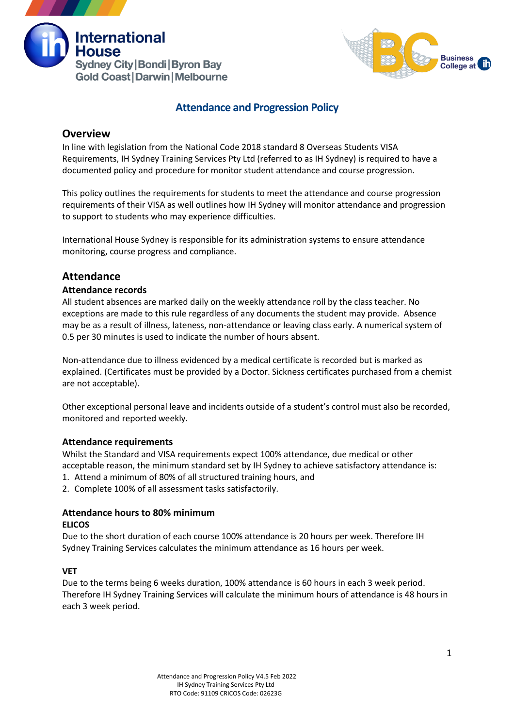# Attendance and Progression Policy

## Overview

In line with legislation from the National Code 2018 standard 8 Overseas Students VISA Requirements, IH Sydney Training Services Pty Ltd (referred to as IH Sydney) is required to have a documented policy and procedure for monitor student attendance and course progression.

This policy outlines the requirements for students to meet the attendance and course progression requirements of their VISA as well outlines how IH Sydney will monitor attendance and progression to support to students who may experience difficulties.

International House Sydney is responsible for its administration systems to ensure attendance monitoring, course progress and compliance.

## Attendance

### Attendance records

All student absences are marked daily on the weekly attendance roll by the class teacher. No exceptions are made to this rule regardless of any documents the student may provide. Absence may be as a result of illness, lateness, non-attendance or leaving class early. A numerical system of 0.5 per 30 minutes is used to indicate the number of hours absent.

Non-attendance due to illness evidenced by a medical certificate is recorded but is marked as explained. (Certificates must be provided by a Doctor. Sickness certificates purchased from a chemist are not acceptable).

Other exceptional personal leave and incidents outside of a student's control must also be recorded, monitored and reported weekly.

### Attendance requirements

Whilst the Standard and VISA requirements expect 100% attendance, due medical or other acceptable reason, the minimum standard set by IH Sydney to achieve satisfactory attendance is:

1. Attend a minimum of 80% of all structured training hours, and
2. Complete 100% of all assessment tasks satisfactorily.

### Attendance hours to 80% minimum

**ELICOS**

Due to the short duration of each course 100% attendance is 20 hours per week. Therefore IH Sydney Training Services calculates the minimum attendance as 16 hours per week.

**VET**

Due to the terms being 6 weeks duration, 100% attendance is 60 hours in each 3 week period. Therefore IH Sydney Training Services will calculate the minimum hours of attendance is 48 hours in each 3 week period.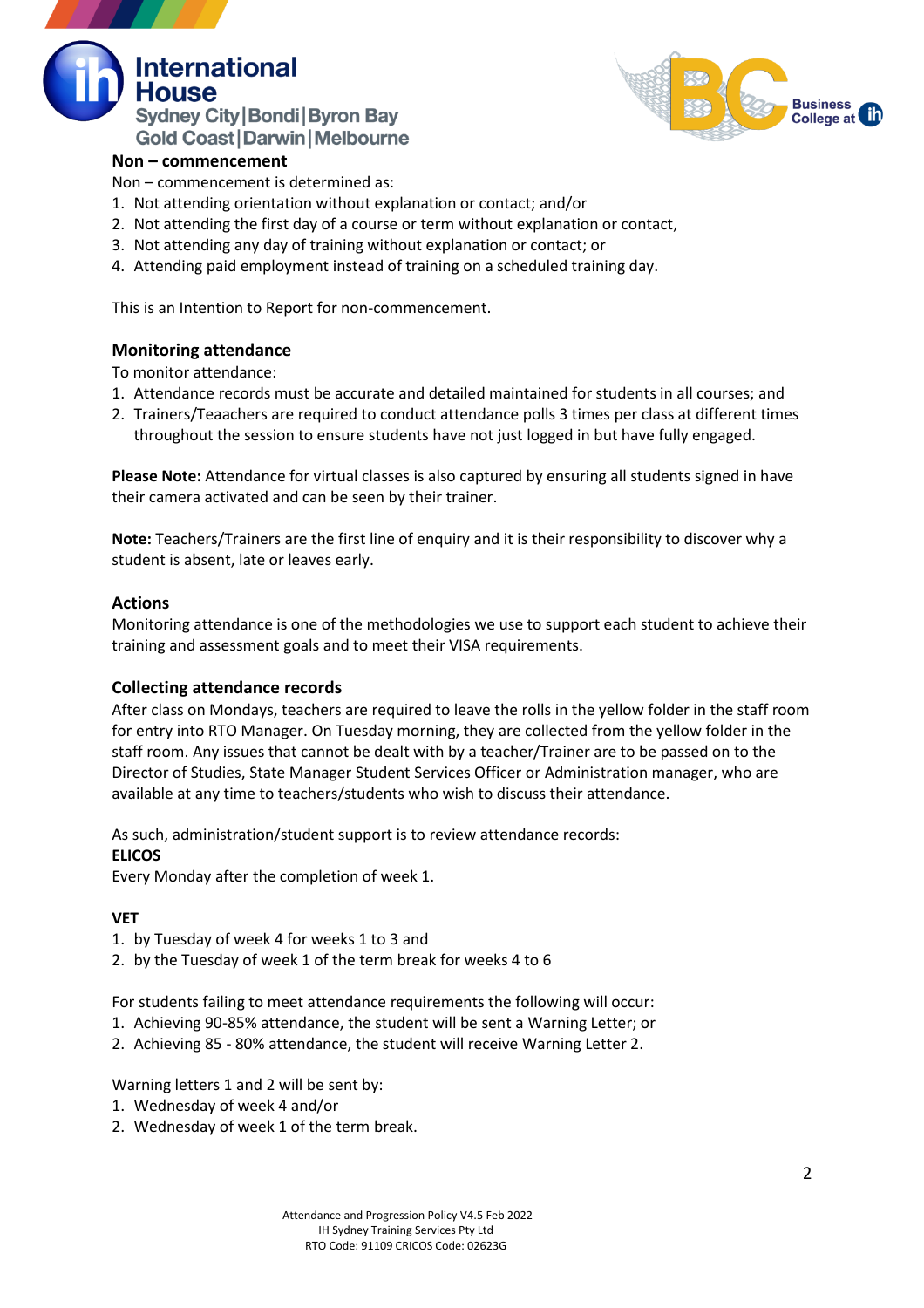### Non – commencement

Non – commencement is determined as:

1. Not attending orientation without explanation or contact; and/or
2. Not attending the first day of a course or term without explanation or contact,
3. Not attending any day of training without explanation or contact; or
4. Attending paid employment instead of training on a scheduled training day.

This is an Intention to Report for non-commencement.

### Monitoring attendance

To monitor attendance:

1. Attendance records must be accurate and detailed maintained for students in all courses; and
2. Trainers/Teaachers are required to conduct attendance polls 3 times per class at different times throughout the session to ensure students have not just logged in but have fully engaged.

**Please Note:** Attendance for virtual classes is also captured by ensuring all students signed in have their camera activated and can be seen by their trainer.

**Note:** Teachers/Trainers are the first line of enquiry and it is their responsibility to discover why a student is absent, late or leaves early.

### Actions

Monitoring attendance is one of the methodologies we use to support each student to achieve their training and assessment goals and to meet their VISA requirements.

### Collecting attendance records

After class on Mondays, teachers are required to leave the rolls in the yellow folder in the staff room for entry into RTO Manager. On Tuesday morning, they are collected from the yellow folder in the staff room. Any issues that cannot be dealt with by a teacher/Trainer are to be passed on to the Director of Studies, State Manager Student Services Officer or Administration manager, who are available at any time to teachers/students who wish to discuss their attendance.

As such, administration/student support is to review attendance records:

**ELICOS**

Every Monday after the completion of week 1.

**VET**

1. by Tuesday of week 4 for weeks 1 to 3 and
2. by the Tuesday of week 1 of the term break for weeks 4 to 6

For students failing to meet attendance requirements the following will occur:

1. Achieving 90-85% attendance, the student will be sent a Warning Letter; or
2. Achieving 85 - 80% attendance, the student will receive Warning Letter 2.

Warning letters 1 and 2 will be sent by:

1. Wednesday of week 4 and/or
2. Wednesday of week 1 of the term break.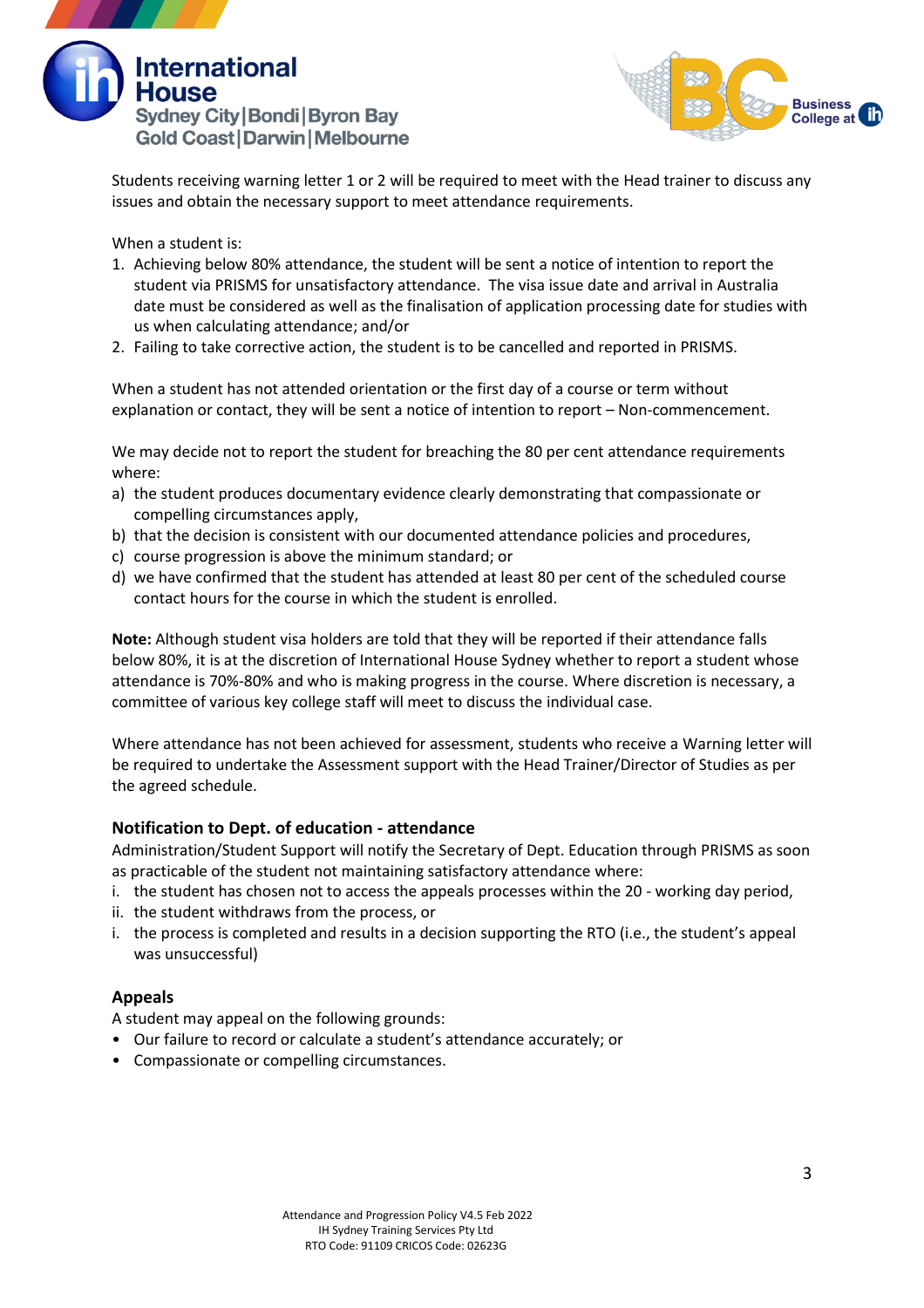Students receiving warning letter 1 or 2 will be required to meet with the Head trainer to discuss any issues and obtain the necessary support to meet attendance requirements.

When a student is:

1. Achieving below 80% attendance, the student will be sent a notice of intention to report the student via PRISMS for unsatisfactory attendance. The visa issue date and arrival in Australia date must be considered as well as the finalisation of application processing date for studies with us when calculating attendance; and/or
2. Failing to take corrective action, the student is to be cancelled and reported in PRISMS.

When a student has not attended orientation or the first day of a course or term without explanation or contact, they will be sent a notice of intention to report – Non-commencement.

We may decide not to report the student for breaching the 80 per cent attendance requirements where:

a) the student produces documentary evidence clearly demonstrating that compassionate or compelling circumstances apply,
b) that the decision is consistent with our documented attendance policies and procedures,
c) course progression is above the minimum standard; or
d) we have confirmed that the student has attended at least 80 per cent of the scheduled course contact hours for the course in which the student is enrolled.

**Note:** Although student visa holders are told that they will be reported if their attendance falls below 80%, it is at the discretion of International House Sydney whether to report a student whose attendance is 70%-80% and who is making progress in the course. Where discretion is necessary, a committee of various key college staff will meet to discuss the individual case.

Where attendance has not been achieved for assessment, students who receive a Warning letter will be required to undertake the Assessment support with the Head Trainer/Director of Studies as per the agreed schedule.

### Notification to Dept. of education - attendance

Administration/Student Support will notify the Secretary of Dept. Education through PRISMS as soon as practicable of the student not maintaining satisfactory attendance where:

i. the student has chosen not to access the appeals processes within the 20 - working day period,
ii. the student withdraws from the process, or
i. the process is completed and results in a decision supporting the RTO (i.e., the student's appeal was unsuccessful)

### Appeals

A student may appeal on the following grounds:

- Our failure to record or calculate a student's attendance accurately; or
- Compassionate or compelling circumstances.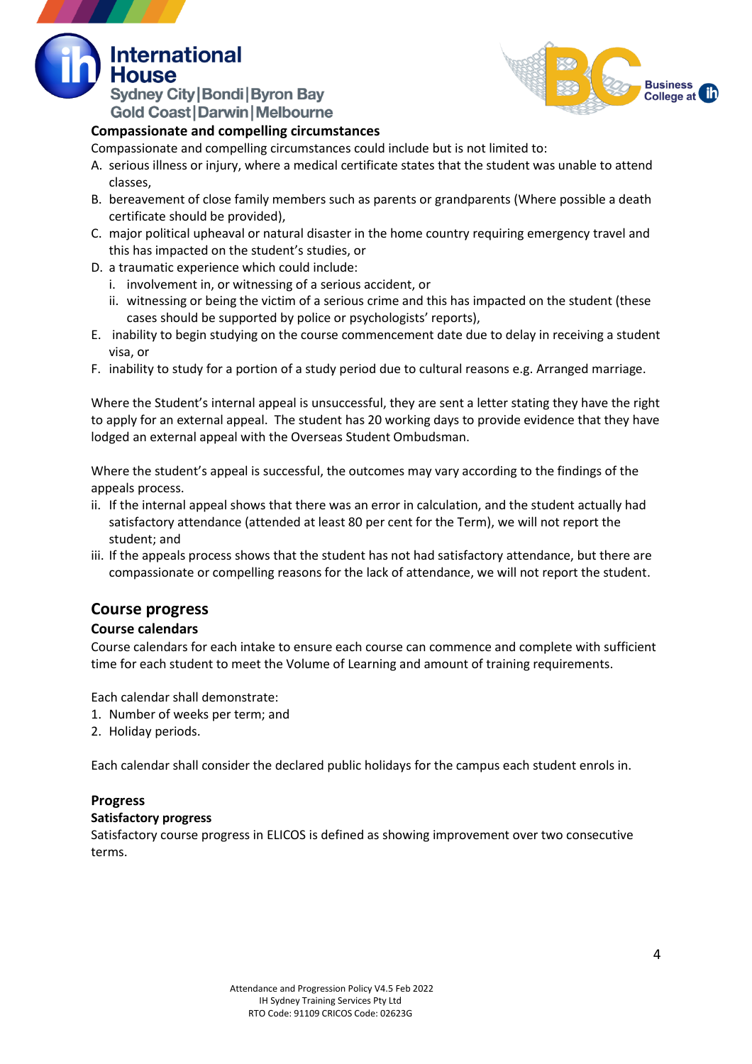**Compassionate and compelling circumstances**

Compassionate and compelling circumstances could include but is not limited to:

A. serious illness or injury, where a medical certificate states that the student was unable to attend classes,
B. bereavement of close family members such as parents or grandparents (Where possible a death certificate should be provided),
C. major political upheaval or natural disaster in the home country requiring emergency travel and this has impacted on the student's studies, or
D. a traumatic experience which could include:
   i. involvement in, or witnessing of a serious accident, or
   ii. witnessing or being the victim of a serious crime and this has impacted on the student (these cases should be supported by police or psychologists' reports),
E. inability to begin studying on the course commencement date due to delay in receiving a student visa, or
F. inability to study for a portion of a study period due to cultural reasons e.g. Arranged marriage.

Where the Student's internal appeal is unsuccessful, they are sent a letter stating they have the right to apply for an external appeal. The student has 20 working days to provide evidence that they have lodged an external appeal with the Overseas Student Ombudsman.

Where the student's appeal is successful, the outcomes may vary according to the findings of the appeals process.

ii. If the internal appeal shows that there was an error in calculation, and the student actually had satisfactory attendance (attended at least 80 per cent for the Term), we will not report the student; and
iii. If the appeals process shows that the student has not had satisfactory attendance, but there are compassionate or compelling reasons for the lack of attendance, we will not report the student.

## Course progress

### Course calendars

Course calendars for each intake to ensure each course can commence and complete with sufficient time for each student to meet the Volume of Learning and amount of training requirements.

Each calendar shall demonstrate:

1. Number of weeks per term; and
2. Holiday periods.

Each calendar shall consider the declared public holidays for the campus each student enrols in.

### Progress

**Satisfactory progress**

Satisfactory course progress in ELICOS is defined as showing improvement over two consecutive terms.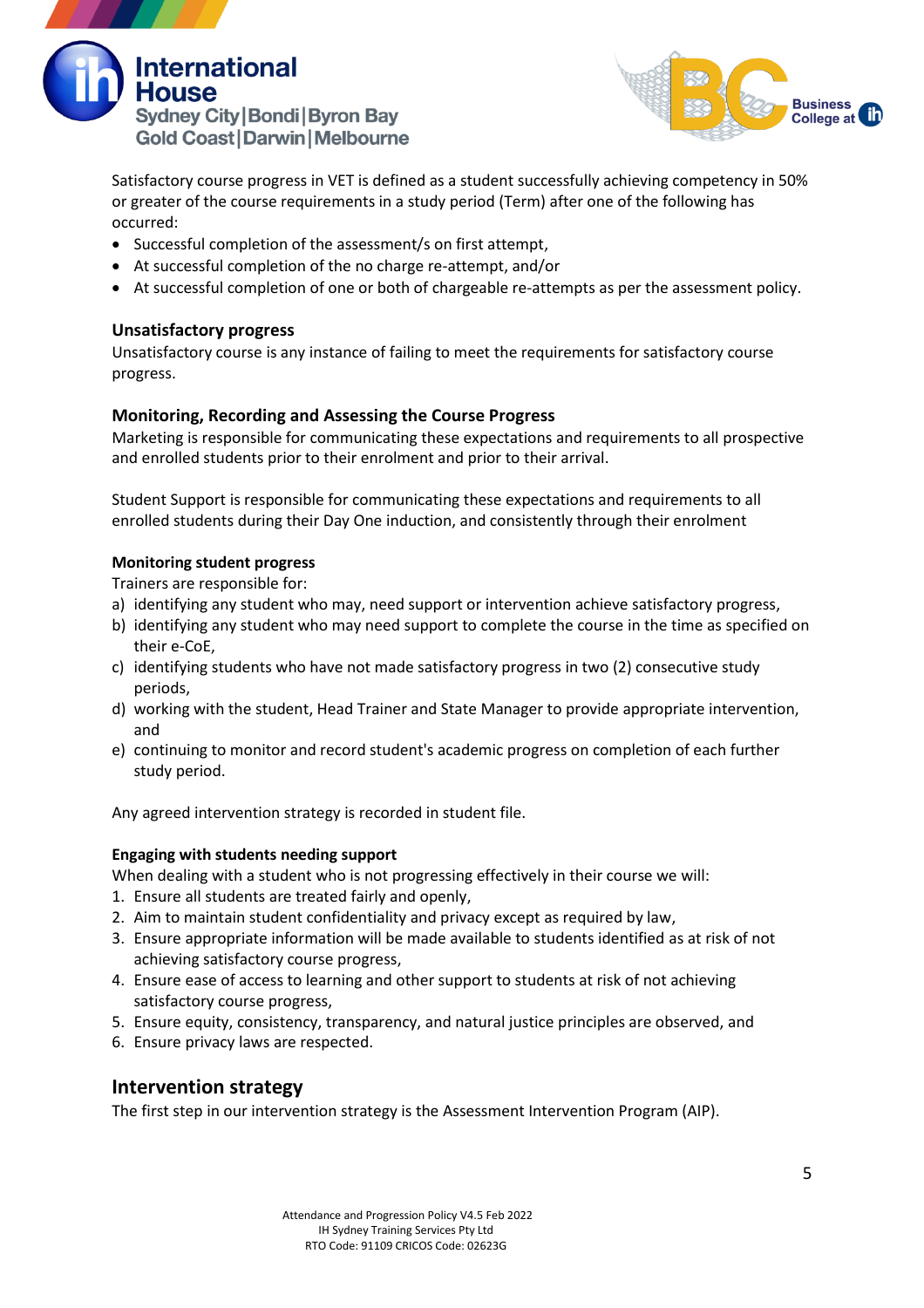Satisfactory course progress in VET is defined as a student successfully achieving competency in 50% or greater of the course requirements in a study period (Term) after one of the following has occurred:

- Successful completion of the assessment/s on first attempt,
- At successful completion of the no charge re-attempt, and/or
- At successful completion of one or both of chargeable re-attempts as per the assessment policy.

### Unsatisfactory progress

Unsatisfactory course is any instance of failing to meet the requirements for satisfactory course progress.

### Monitoring, Recording and Assessing the Course Progress

Marketing is responsible for communicating these expectations and requirements to all prospective and enrolled students prior to their enrolment and prior to their arrival.

Student Support is responsible for communicating these expectations and requirements to all enrolled students during their Day One induction, and consistently through their enrolment

#### Monitoring student progress

Trainers are responsible for:

a) identifying any student who may, need support or intervention achieve satisfactory progress,
b) identifying any student who may need support to complete the course in the time as specified on their e-CoE,
c) identifying students who have not made satisfactory progress in two (2) consecutive study periods,
d) working with the student, Head Trainer and State Manager to provide appropriate intervention, and
e) continuing to monitor and record student's academic progress on completion of each further study period.

Any agreed intervention strategy is recorded in student file.

#### Engaging with students needing support

When dealing with a student who is not progressing effectively in their course we will:

1. Ensure all students are treated fairly and openly,
2. Aim to maintain student confidentiality and privacy except as required by law,
3. Ensure appropriate information will be made available to students identified as at risk of not achieving satisfactory course progress,
4. Ensure ease of access to learning and other support to students at risk of not achieving satisfactory course progress,
5. Ensure equity, consistency, transparency, and natural justice principles are observed, and
6. Ensure privacy laws are respected.

## Intervention strategy

The first step in our intervention strategy is the Assessment Intervention Program (AIP).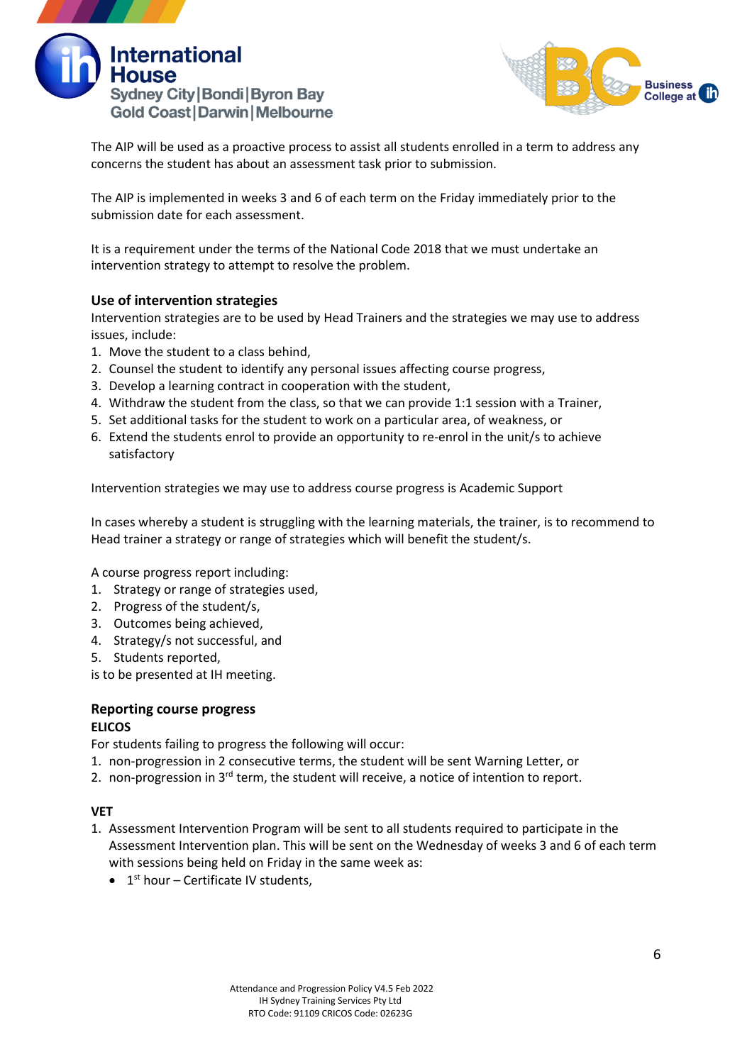The AIP will be used as a proactive process to assist all students enrolled in a term to address any concerns the student has about an assessment task prior to submission.

The AIP is implemented in weeks 3 and 6 of each term on the Friday immediately prior to the submission date for each assessment.

It is a requirement under the terms of the National Code 2018 that we must undertake an intervention strategy to attempt to resolve the problem.

### Use of intervention strategies

Intervention strategies are to be used by Head Trainers and the strategies we may use to address issues, include:

1. Move the student to a class behind,
2. Counsel the student to identify any personal issues affecting course progress,
3. Develop a learning contract in cooperation with the student,
4. Withdraw the student from the class, so that we can provide 1:1 session with a Trainer,
5. Set additional tasks for the student to work on a particular area, of weakness, or
6. Extend the students enrol to provide an opportunity to re-enrol in the unit/s to achieve satisfactory

Intervention strategies we may use to address course progress is Academic Support

In cases whereby a student is struggling with the learning materials, the trainer, is to recommend to Head trainer a strategy or range of strategies which will benefit the student/s.

A course progress report including:

1. Strategy or range of strategies used,
2. Progress of the student/s,
3. Outcomes being achieved,
4. Strategy/s not successful, and
5. Students reported,

is to be presented at IH meeting.

### Reporting course progress

**ELICOS**

For students failing to progress the following will occur:

1. non-progression in 2 consecutive terms, the student will be sent Warning Letter, or
2. non-progression in 3rd term, the student will receive, a notice of intention to report.

**VET**

1. Assessment Intervention Program will be sent to all students required to participate in the Assessment Intervention plan. This will be sent on the Wednesday of weeks 3 and 6 of each term with sessions being held on Friday in the same week as:
   - 1st hour – Certificate IV students,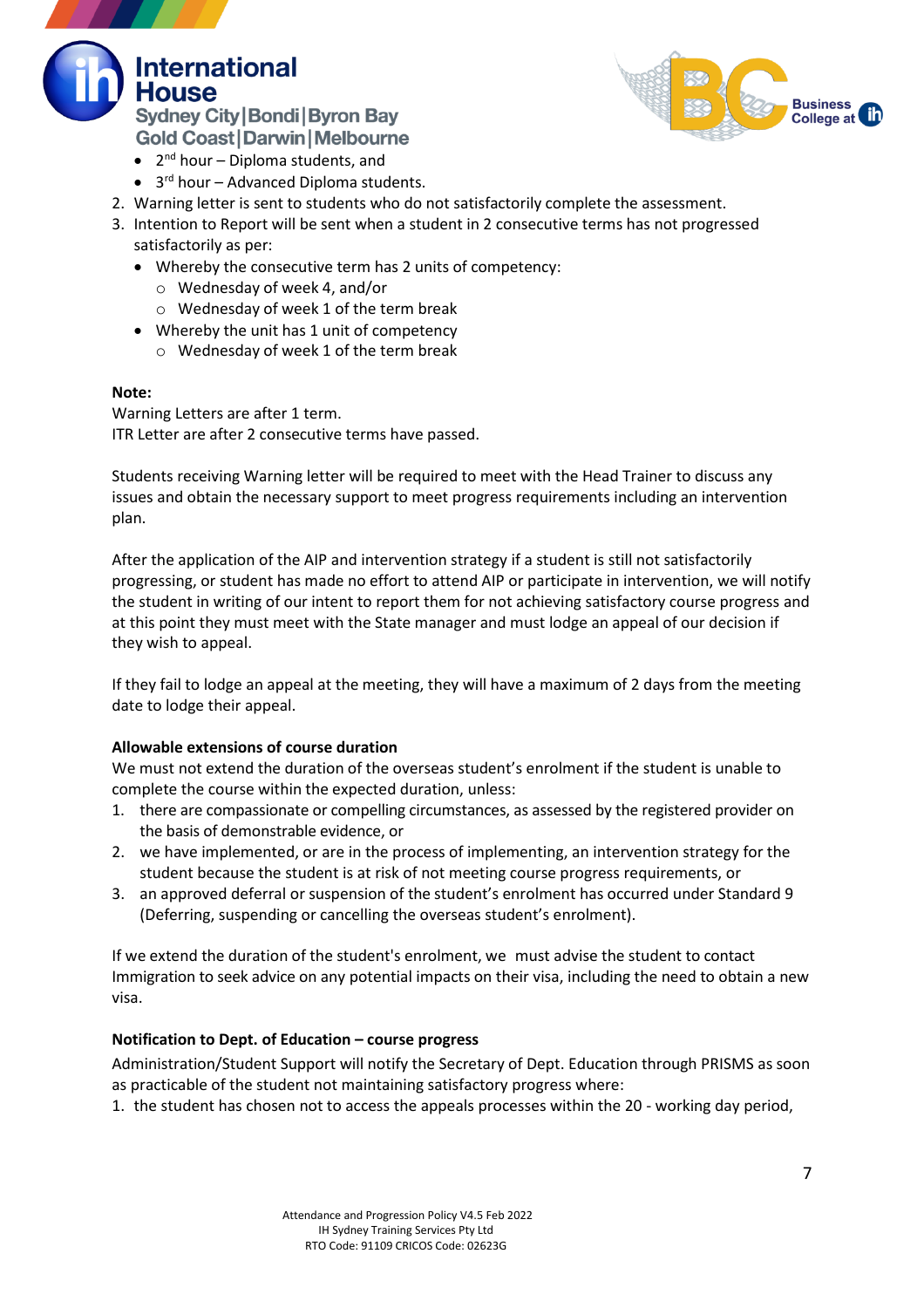- 2nd hour – Diploma students, and
- 3rd hour – Advanced Diploma students.

2. Warning letter is sent to students who do not satisfactorily complete the assessment.
3. Intention to Report will be sent when a student in 2 consecutive terms has not progressed satisfactorily as per:
   - Whereby the consecutive term has 2 units of competency:
     - Wednesday of week 4, and/or
     - Wednesday of week 1 of the term break
   - Whereby the unit has 1 unit of competency
     - Wednesday of week 1 of the term break

**Note:**
Warning Letters are after 1 term.
ITR Letter are after 2 consecutive terms have passed.

Students receiving Warning letter will be required to meet with the Head Trainer to discuss any issues and obtain the necessary support to meet progress requirements including an intervention plan.

After the application of the AIP and intervention strategy if a student is still not satisfactorily progressing, or student has made no effort to attend AIP or participate in intervention, we will notify the student in writing of our intent to report them for not achieving satisfactory course progress and at this point they must meet with the State manager and must lodge an appeal of our decision if they wish to appeal.

If they fail to lodge an appeal at the meeting, they will have a maximum of 2 days from the meeting date to lodge their appeal.

**Allowable extensions of course duration**

We must not extend the duration of the overseas student's enrolment if the student is unable to complete the course within the expected duration, unless:

1. there are compassionate or compelling circumstances, as assessed by the registered provider on the basis of demonstrable evidence, or
2. we have implemented, or are in the process of implementing, an intervention strategy for the student because the student is at risk of not meeting course progress requirements, or
3. an approved deferral or suspension of the student's enrolment has occurred under Standard 9 (Deferring, suspending or cancelling the overseas student's enrolment).

If we extend the duration of the student's enrolment, we must advise the student to contact Immigration to seek advice on any potential impacts on their visa, including the need to obtain a new visa.

**Notification to Dept. of Education – course progress**

Administration/Student Support will notify the Secretary of Dept. Education through PRISMS as soon as practicable of the student not maintaining satisfactory progress where:

1. the student has chosen not to access the appeals processes within the 20 - working day period,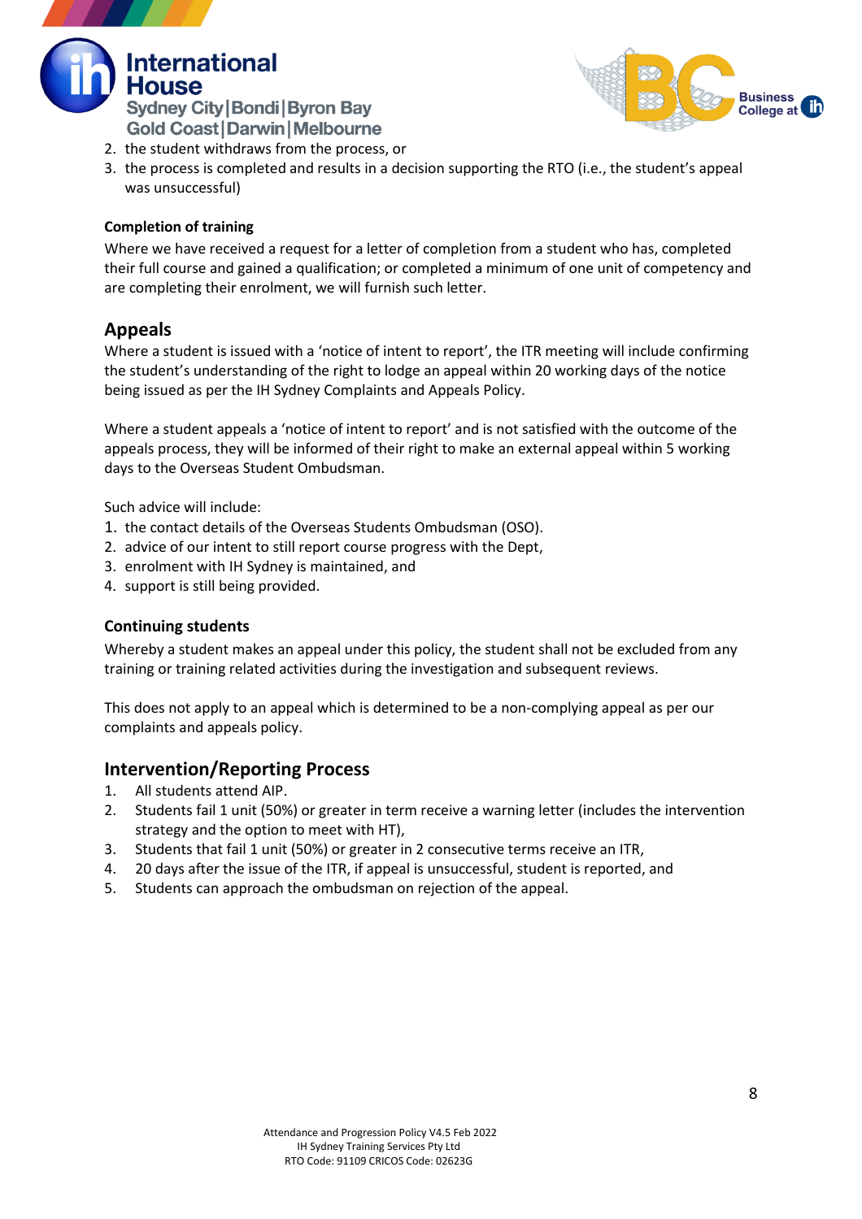2. the student withdraws from the process, or
3. the process is completed and results in a decision supporting the RTO (i.e., the student's appeal was unsuccessful)

### Completion of training

Where we have received a request for a letter of completion from a student who has, completed their full course and gained a qualification; or completed a minimum of one unit of competency and are completing their enrolment, we will furnish such letter.

## Appeals

Where a student is issued with a 'notice of intent to report', the ITR meeting will include confirming the student's understanding of the right to lodge an appeal within 20 working days of the notice being issued as per the IH Sydney Complaints and Appeals Policy.

Where a student appeals a 'notice of intent to report' and is not satisfied with the outcome of the appeals process, they will be informed of their right to make an external appeal within 5 working days to the Overseas Student Ombudsman.

Such advice will include:

1. the contact details of the Overseas Students Ombudsman (OSO).
2. advice of our intent to still report course progress with the Dept,
3. enrolment with IH Sydney is maintained, and
4. support is still being provided.

### Continuing students

Whereby a student makes an appeal under this policy, the student shall not be excluded from any training or training related activities during the investigation and subsequent reviews.

This does not apply to an appeal which is determined to be a non-complying appeal as per our complaints and appeals policy.

## Intervention/Reporting Process

1. All students attend AIP.
2. Students fail 1 unit (50%) or greater in term receive a warning letter (includes the intervention strategy and the option to meet with HT),
3. Students that fail 1 unit (50%) or greater in 2 consecutive terms receive an ITR,
4. 20 days after the issue of the ITR, if appeal is unsuccessful, student is reported, and
5. Students can approach the ombudsman on rejection of the appeal.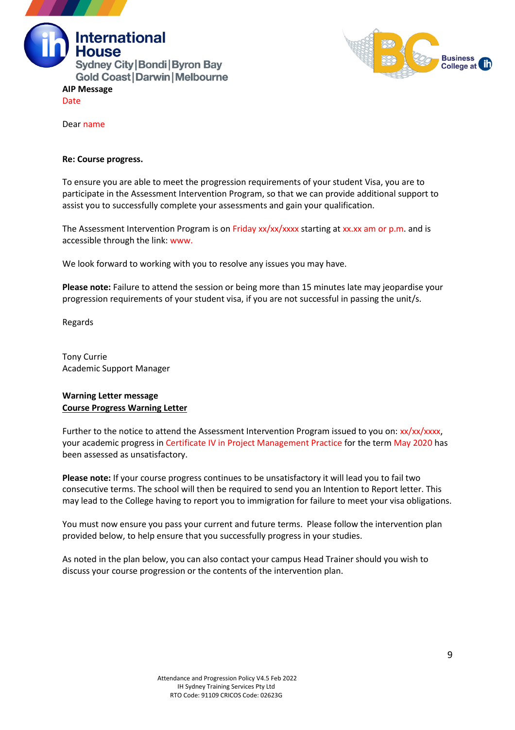**AIP Message**

Date

Dear name

**Re: Course progress.**

To ensure you are able to meet the progression requirements of your student Visa, you are to participate in the Assessment Intervention Program, so that we can provide additional support to assist you to successfully complete your assessments and gain your qualification.

The Assessment Intervention Program is on Friday xx/xx/xxxx starting at xx.xx am or p.m. and is accessible through the link: www.

We look forward to working with you to resolve any issues you may have.

**Please note:** Failure to attend the session or being more than 15 minutes late may jeopardise your progression requirements of your student visa, if you are not successful in passing the unit/s.

Regards

Tony Currie
Academic Support Manager

**Warning Letter message**

**Course Progress Warning Letter**

Further to the notice to attend the Assessment Intervention Program issued to you on: xx/xx/xxxx, your academic progress in Certificate IV in Project Management Practice for the term May 2020 has been assessed as unsatisfactory.

**Please note:** If your course progress continues to be unsatisfactory it will lead you to fail two consecutive terms. The school will then be required to send you an Intention to Report letter. This may lead to the College having to report you to immigration for failure to meet your visa obligations.

You must now ensure you pass your current and future terms. Please follow the intervention plan provided below, to help ensure that you successfully progress in your studies.

As noted in the plan below, you can also contact your campus Head Trainer should you wish to discuss your course progression or the contents of the intervention plan.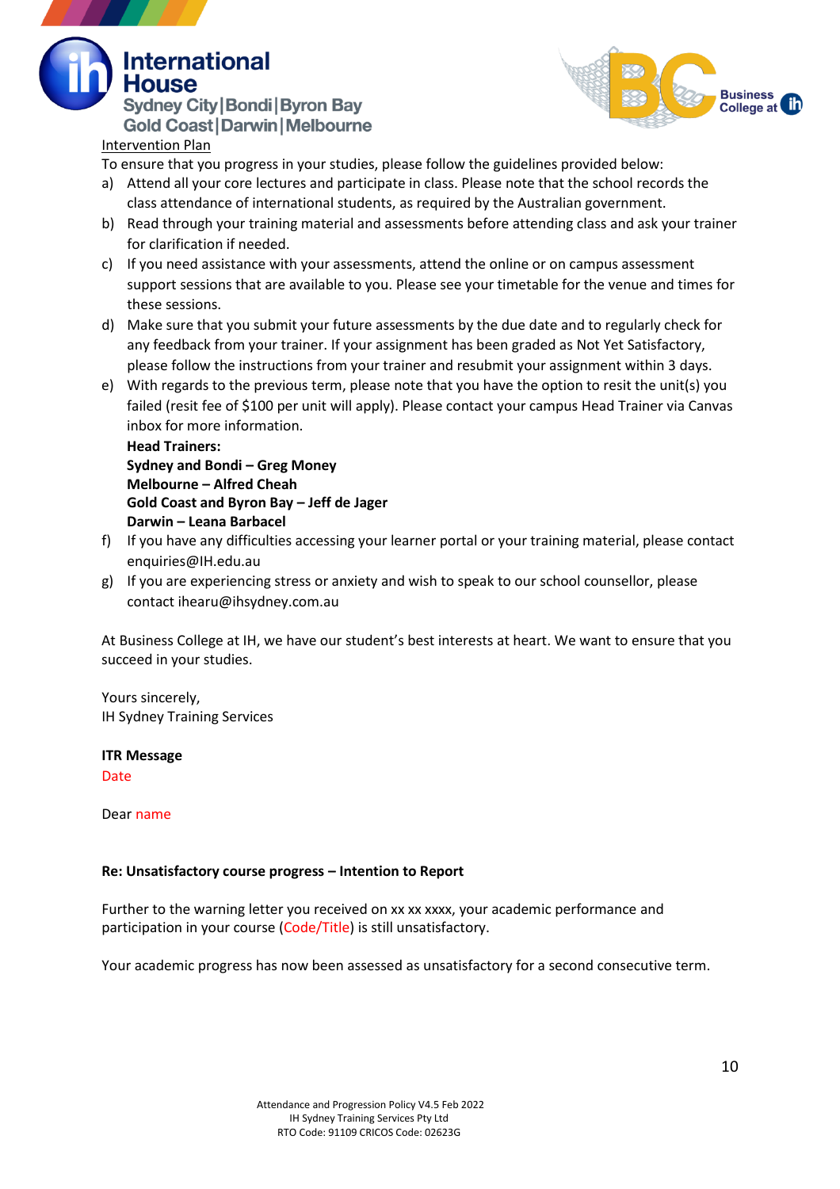<u>Intervention Plan</u>

To ensure that you progress in your studies, please follow the guidelines provided below:

a) Attend all your core lectures and participate in class. Please note that the school records the class attendance of international students, as required by the Australian government.

b) Read through your training material and assessments before attending class and ask your trainer for clarification if needed.

c) If you need assistance with your assessments, attend the online or on campus assessment support sessions that are available to you. Please see your timetable for the venue and times for these sessions.

d) Make sure that you submit your future assessments by the due date and to regularly check for any feedback from your trainer. If your assignment has been graded as Not Yet Satisfactory, please follow the instructions from your trainer and resubmit your assignment within 3 days.

e) With regards to the previous term, please note that you have the option to resit the unit(s) you failed (resit fee of $100 per unit will apply). Please contact your campus Head Trainer via Canvas inbox for more information.

   **Head Trainers:**
   **Sydney and Bondi – Greg Money**
   **Melbourne – Alfred Cheah**
   **Gold Coast and Byron Bay – Jeff de Jager**
   **Darwin – Leana Barbacel**

f) If you have any difficulties accessing your learner portal or your training material, please contact enquiries@IH.edu.au

g) If you are experiencing stress or anxiety and wish to speak to our school counsellor, please contact ihearu@ihsydney.com.au

At Business College at IH, we have our student's best interests at heart. We want to ensure that you succeed in your studies.

Yours sincerely,
IH Sydney Training Services

**ITR Message**

Date

Dear name

**Re: Unsatisfactory course progress – Intention to Report**

Further to the warning letter you received on xx xx xxxx, your academic performance and participation in your course (Code/Title) is still unsatisfactory.

Your academic progress has now been assessed as unsatisfactory for a second consecutive term.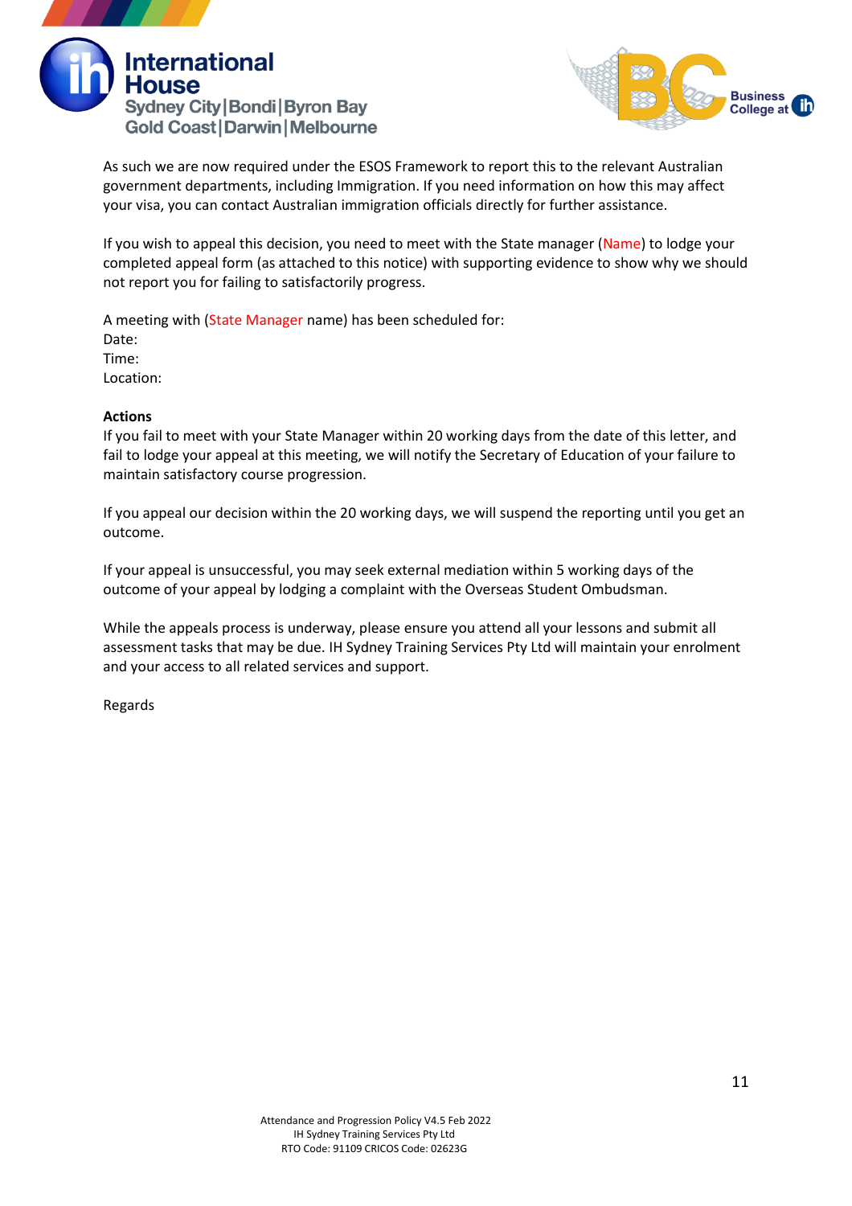As such we are now required under the ESOS Framework to report this to the relevant Australian government departments, including Immigration. If you need information on how this may affect your visa, you can contact Australian immigration officials directly for further assistance.

If you wish to appeal this decision, you need to meet with the State manager (Name) to lodge your completed appeal form (as attached to this notice) with supporting evidence to show why we should not report you for failing to satisfactorily progress.

A meeting with (State Manager name) has been scheduled for:
Date:
Time:
Location:

**Actions**
If you fail to meet with your State Manager within 20 working days from the date of this letter, and fail to lodge your appeal at this meeting, we will notify the Secretary of Education of your failure to maintain satisfactory course progression.

If you appeal our decision within the 20 working days, we will suspend the reporting until you get an outcome.

If your appeal is unsuccessful, you may seek external mediation within 5 working days of the outcome of your appeal by lodging a complaint with the Overseas Student Ombudsman.

While the appeals process is underway, please ensure you attend all your lessons and submit all assessment tasks that may be due. IH Sydney Training Services Pty Ltd will maintain your enrolment and your access to all related services and support.

Regards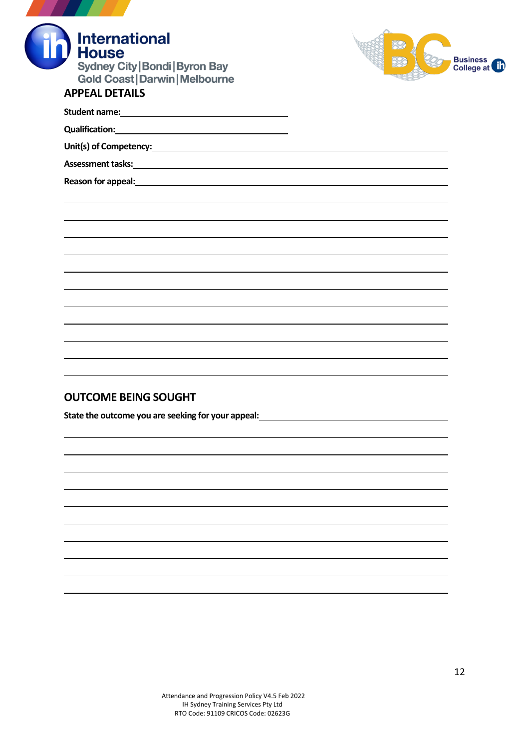## APPEAL DETAILS

**Student name:** ______________________________

**Qualification:** ______________________________

**Unit(s) of Competency:** ______________________________

**Assessment tasks:** ______________________________

**Reason for appeal:** ______________________________

______________________________

______________________________

______________________________

______________________________

______________________________

______________________________

______________________________

______________________________

______________________________

______________________________

______________________________

## OUTCOME BEING SOUGHT

**State the outcome you are seeking for your appeal:** ______________________________

______________________________

______________________________

______________________________

______________________________

______________________________

______________________________

______________________________

______________________________

______________________________

______________________________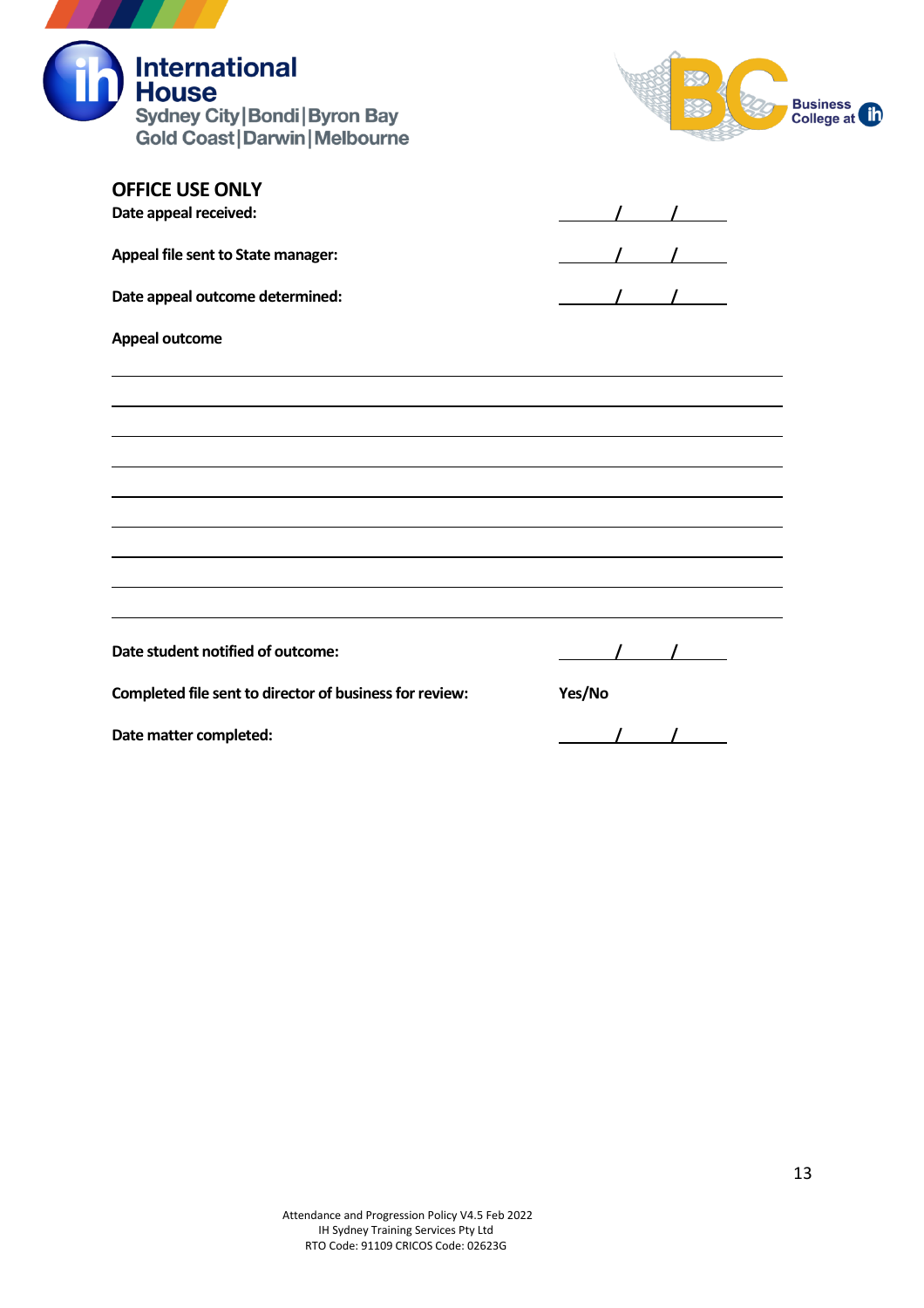## OFFICE USE ONLY

**Date appeal received:** ______/______/______

**Appeal file sent to State manager:** ______/______/______

**Date appeal outcome determined:** ______/______/______

**Appeal outcome**

______________________________________________________________________

______________________________________________________________________

______________________________________________________________________

______________________________________________________________________

______________________________________________________________________

______________________________________________________________________

______________________________________________________________________

______________________________________________________________________

**Date student notified of outcome:** ______/______/______

**Completed file sent to director of business for review:** **Yes/No**

**Date matter completed:** ______/______/______

Attendance and Progression Policy V4.5 Feb 2022
IH Sydney Training Services Pty Ltd
RTO Code: 91109 CRICOS Code: 02623G